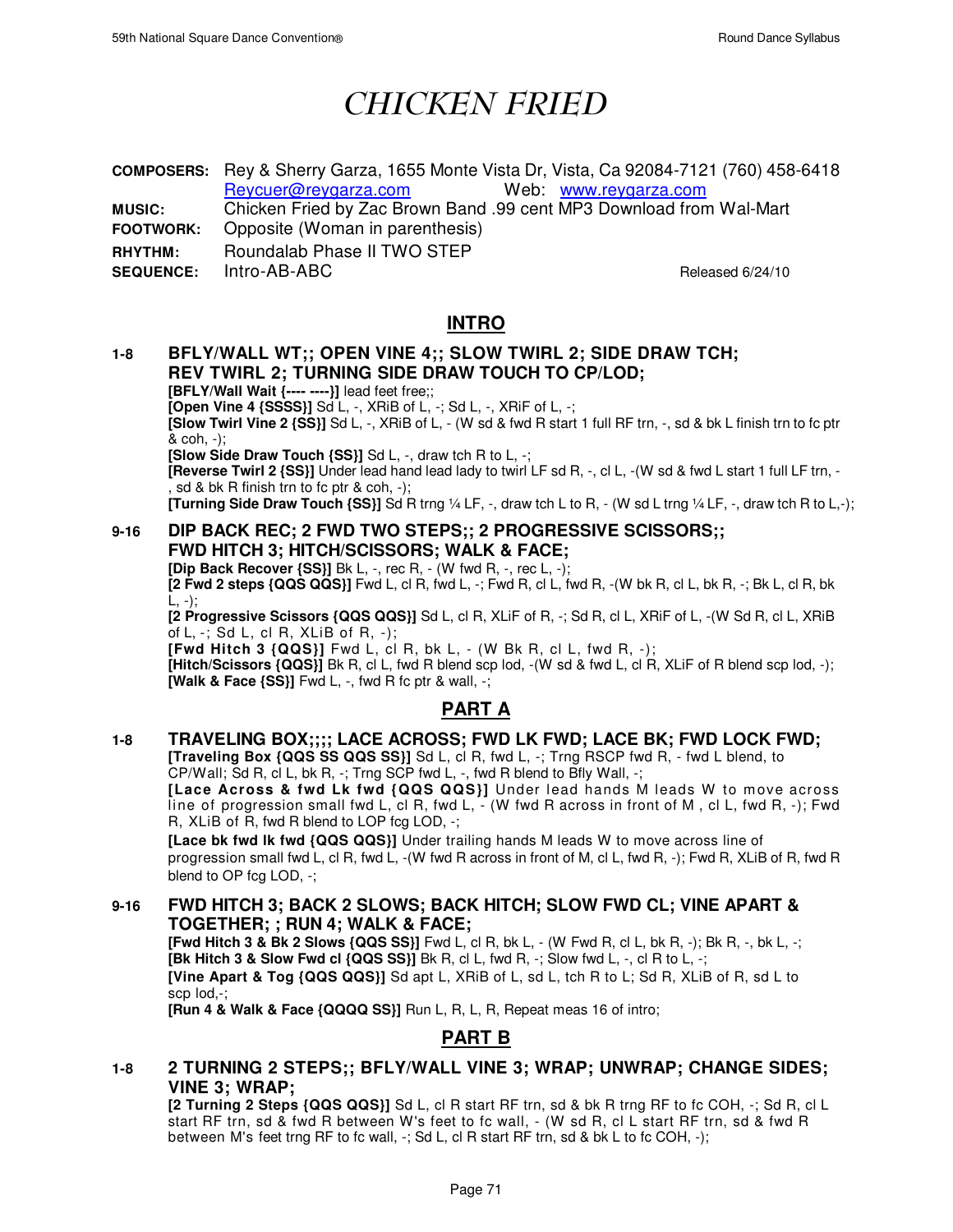# CHICKEN FRIED

**COMPOSERS:** Rey & Sherry Garza, 1655 Monte Vista Dr, Vista, Ca 92084-7121 (760) 458-6418
Reycuer@reygarza.com Web: www.reygarza.com
**MUSIC:** Chicken Fried by Zac Brown Band .99 cent MP3 Download from Wal-Mart
**FOOTWORK:** Opposite (Woman in parenthesis)
**RHYTHM:** Roundalab Phase II TWO STEP
**SEQUENCE:** Intro-AB-ABC Released 6/24/10

## INTRO

**1-8 BFLY/WALL WT;; OPEN VINE 4;; SLOW TWIRL 2; SIDE DRAW TCH; REV TWIRL 2; TURNING SIDE DRAW TOUCH TO CP/LOD;**

**[BFLY/Wall Wait {---- ----}]** lead feet free;;
**[Open Vine 4 {SSSS}]** Sd L, -, XRiB of L, -; Sd L, -, XRiF of L, -;
**[Slow Twirl Vine 2 {SS}]** Sd L, -, XRiB of L, - (W sd & fwd R start 1 full RF trn, -, sd & bk L finish trn to fc ptr & coh, -);
**[Slow Side Draw Touch {SS}]** Sd L, -, draw tch R to L, -;
**[Reverse Twirl 2 {SS}]** Under lead hand lead lady to twirl LF sd R, -, cl L, -(W sd & fwd L start 1 full LF trn, -, sd & bk R finish trn to fc ptr & coh, -);
**[Turning Side Draw Touch {SS}]** Sd R trng ¼ LF, -, draw tch L to R, - (W sd L trng ¼ LF, -, draw tch R to L,-);

**9-16 DIP BACK REC; 2 FWD TWO STEPS;; 2 PROGRESSIVE SCISSORS;; FWD HITCH 3; HITCH/SCISSORS; WALK & FACE;**

**[Dip Back Recover {SS}]** Bk L, -, rec R, - (W fwd R, -, rec L, -);
**[2 Fwd 2 steps {QQS QQS}]** Fwd L, cl R, fwd L, -; Fwd R, cl L, fwd R, -(W bk R, cl L, bk R, -; Bk L, cl R, bk L, -);
**[2 Progressive Scissors {QQS QQS}]** Sd L, cl R, XLiF of R, -; Sd R, cl L, XRiF of L, -(W Sd R, cl L, XRiB of L, -; Sd L, cl R, XLiB of R, -);
**[Fwd Hitch 3 {QQS}]** Fwd L, cl R, bk L, - (W Bk R, cl L, fwd R, -);
**[Hitch/Scissors {QQS}]** Bk R, cl L, fwd R blend scp lod, -(W sd & fwd L, cl R, XLiF of R blend scp lod, -);
**[Walk & Face {SS}]** Fwd L, -, fwd R fc ptr & wall, -;

## PART A

**1-8 TRAVELING BOX;;;; LACE ACROSS; FWD LK FWD; LACE BK; FWD LOCK FWD;**

**[Traveling Box {QQS SS QQS SS}]** Sd L, cl R, fwd L, -; Trng RSCP fwd R, - fwd L blend, to CP/Wall; Sd R, cl L, bk R, -; Trng SCP fwd L, -, fwd R blend to Bfly Wall, -;
**[Lace Across & fwd Lk fwd {QQS QQS}]** Under lead hands M leads W to move across line of progression small fwd L, cl R, fwd L, - (W fwd R across in front of M , cl L, fwd R, -); Fwd R, XLiB of R, fwd R blend to LOP fcg LOD, -;
**[Lace bk fwd lk fwd {QQS QQS}]** Under trailing hands M leads W to move across line of progression small fwd L, cl R, fwd L, -(W fwd R across in front of M, cl L, fwd R, -); Fwd R, XLiB of R, fwd R blend to OP fcg LOD, -;

**9-16 FWD HITCH 3; BACK 2 SLOWS; BACK HITCH; SLOW FWD CL; VINE APART & TOGETHER; ; RUN 4; WALK & FACE;**

**[Fwd Hitch 3 & Bk 2 Slows {QQS SS}]** Fwd L, cl R, bk L, - (W Fwd R, cl L, bk R, -); Bk R, -, bk L, -;
**[Bk Hitch 3 & Slow Fwd cl {QQS SS}]** Bk R, cl L, fwd R, -; Slow fwd L, -, cl R to L, -;
**[Vine Apart & Tog {QQS QQS}]** Sd apt L, XRiB of L, sd L, tch R to L; Sd R, XLiB of R, sd L to scp lod,-;
**[Run 4 & Walk & Face {QQQQ SS}]** Run L, R, L, R, Repeat meas 16 of intro;

## PART B

**1-8 2 TURNING 2 STEPS;; BFLY/WALL VINE 3; WRAP; UNWRAP; CHANGE SIDES; VINE 3; WRAP;**

**[2 Turning 2 Steps {QQS QQS}]** Sd L, cl R start RF trn, sd & bk R trng RF to fc COH, -; Sd R, cl L start RF trn, sd & fwd R between W's feet to fc wall, - (W sd R, cl L start RF trn, sd & fwd R between M's feet trng RF to fc wall, -; Sd L, cl R start RF trn, sd & bk L to fc COH, -);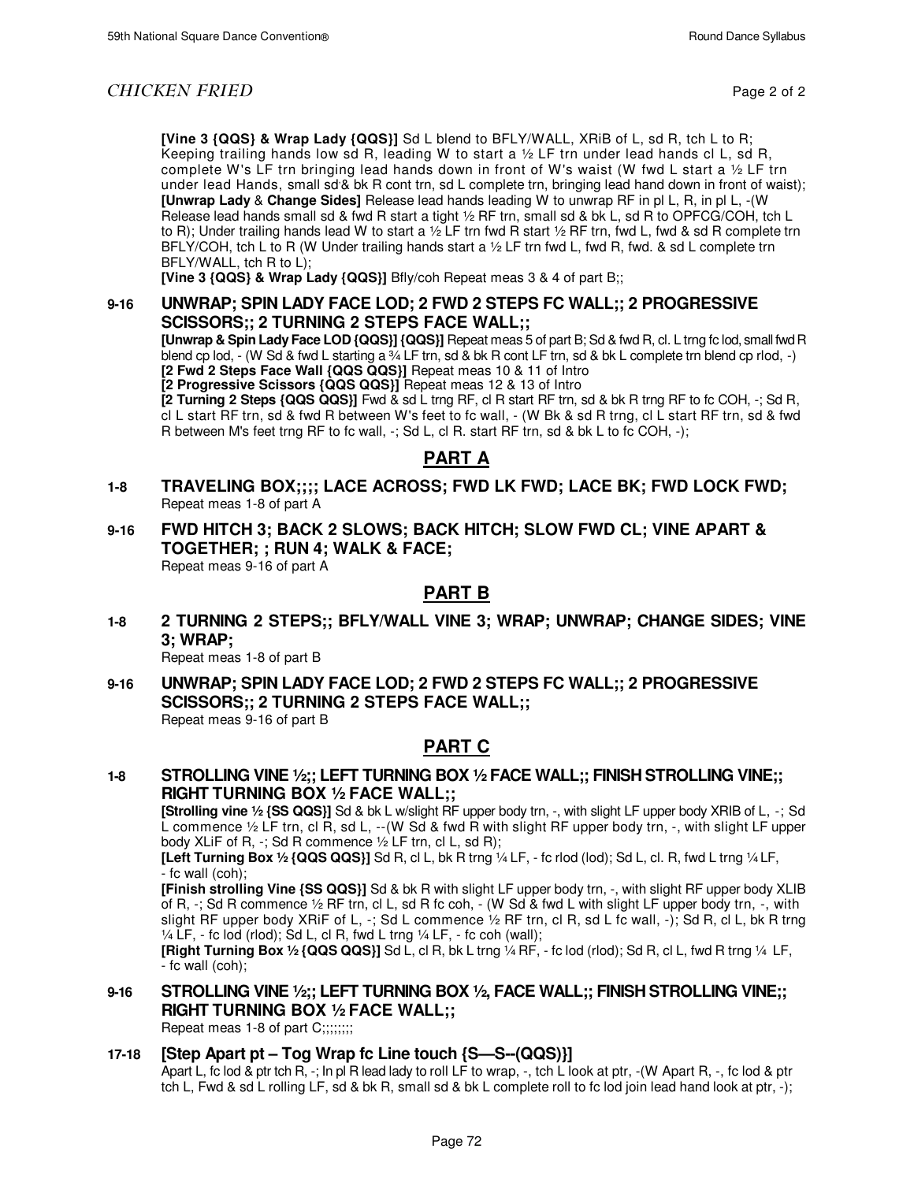*CHICKEN FRIED* Page 2 of 2

**[Vine 3 {QQS} & Wrap Lady {QQS}]** Sd L blend to BFLY/WALL, XRiB of L, sd R, tch L to R; Keeping trailing hands low sd R, leading W to start a ½ LF trn under lead hands cl L, sd R, complete W's LF trn bringing lead hands down in front of W's waist (W fwd L start a ½ LF trn under lead Hands, small sd & bk R cont trn, sd L complete trn, bringing lead hand down in front of waist);
**[Unwrap Lady & Change Sides]** Release lead hands leading W to unwrap RF in pl L, R, in pl L, -(W Release lead hands small sd & fwd R start a tight ½ RF trn, small sd & bk L, sd R to OPFCG/COH, tch L to R); Under trailing hands lead W to start a ½ LF trn fwd R start ½ RF trn, fwd L, fwd & sd R complete trn BFLY/COH, tch L to R (W Under trailing hands start a ½ LF trn fwd L, fwd R, fwd. & sd L complete trn BFLY/WALL, tch R to L);
**[Vine 3 {QQS} & Wrap Lady {QQS}]** Bfly/coh Repeat meas 3 & 4 of part B;;

**9-16 UNWRAP; SPIN LADY FACE LOD; 2 FWD 2 STEPS FC WALL;; 2 PROGRESSIVE SCISSORS;; 2 TURNING 2 STEPS FACE WALL;;**
**[Unwrap & Spin Lady Face LOD {QQS}] {QQS}]** Repeat meas 5 of part B; Sd & fwd R, cl. L trng fc lod, small fwd R blend cp lod, - (W Sd & fwd L starting a ¾ LF trn, sd & bk R cont LF trn, sd & bk L complete trn blend cp rlod, -)
**[2 Fwd 2 Steps Face Wall {QQS QQS}]** Repeat meas 10 & 11 of Intro
**[2 Progressive Scissors {QQS QQS}]** Repeat meas 12 & 13 of Intro
**[2 Turning 2 Steps {QQS QQS}]** Fwd & sd L trng RF, cl R start RF trn, sd & bk R trng RF to fc COH, -; Sd R, cl L start RF trn, sd & fwd R between W's feet to fc wall, - (W Bk & sd R trng, cl L start RF trn, sd & fwd R between M's feet trng RF to fc wall, -; Sd L, cl R. start RF trn, sd & bk L to fc COH, -);

## PART A

**1-8 TRAVELING BOX;;;; LACE ACROSS; FWD LK FWD; LACE BK; FWD LOCK FWD;**
Repeat meas 1-8 of part A

**9-16 FWD HITCH 3; BACK 2 SLOWS; BACK HITCH; SLOW FWD CL; VINE APART & TOGETHER; ; RUN 4; WALK & FACE;**
Repeat meas 9-16 of part A

## PART B

**1-8 2 TURNING 2 STEPS;; BFLY/WALL VINE 3; WRAP; UNWRAP; CHANGE SIDES; VINE 3; WRAP;**
Repeat meas 1-8 of part B

**9-16 UNWRAP; SPIN LADY FACE LOD; 2 FWD 2 STEPS FC WALL;; 2 PROGRESSIVE SCISSORS;; 2 TURNING 2 STEPS FACE WALL;;**
Repeat meas 9-16 of part B

## PART C

**1-8 STROLLING VINE ½;; LEFT TURNING BOX ½ FACE WALL;; FINISH STROLLING VINE;; RIGHT TURNING BOX ½ FACE WALL;;**
**[Strolling vine ½ {SS QQS}]** Sd & bk L w/slight RF upper body trn, -, with slight LF upper body XRIB of L, -; Sd L commence ½ LF trn, cl R, sd L, --(W Sd & fwd R with slight RF upper body trn, -, with slight LF upper body XLiF of R, -; Sd R commence ½ LF trn, cl L, sd R);
**[Left Turning Box ½ {QQS QQS}]** Sd R, cl L, bk R trng ¼ LF, - fc rlod (lod); Sd L, cl. R, fwd L trng ¼ LF, - fc wall (coh);
**[Finish strolling Vine {SS QQS}]** Sd & bk R with slight LF upper body trn, -, with slight RF upper body XLIB of R, -; Sd R commence ½ RF trn, cl L, sd R fc coh, - (W Sd & fwd L with slight LF upper body trn, -, with slight RF upper body XRiF of L, -; Sd L commence ½ RF trn, cl R, sd L fc wall, -); Sd R, cl L, bk R trng ¼ LF, - fc lod (rlod); Sd L, cl R, fwd L trng ¼ LF, - fc coh (wall);
**[Right Turning Box ½ {QQS QQS}]** Sd L, cl R, bk L trng ¼ RF, - fc lod (rlod); Sd R, cl L, fwd R trng ¼ LF, - fc wall (coh);

**9-16 STROLLING VINE ½;; LEFT TURNING BOX ½, FACE WALL;; FINISH STROLLING VINE;; RIGHT TURNING BOX ½ FACE WALL;;**
Repeat meas 1-8 of part C;;;;;;;;

**17-18 [Step Apart pt – Tog Wrap fc Line touch {S—S--(QQS)}]**
Apart L, fc lod & ptr tch R, -; In pl R lead lady to roll LF to wrap, -, tch L look at ptr, -(W Apart R, -, fc lod & ptr tch L, Fwd & sd L rolling LF, sd & bk R, small sd & bk L complete roll to fc lod join lead hand look at ptr, -);